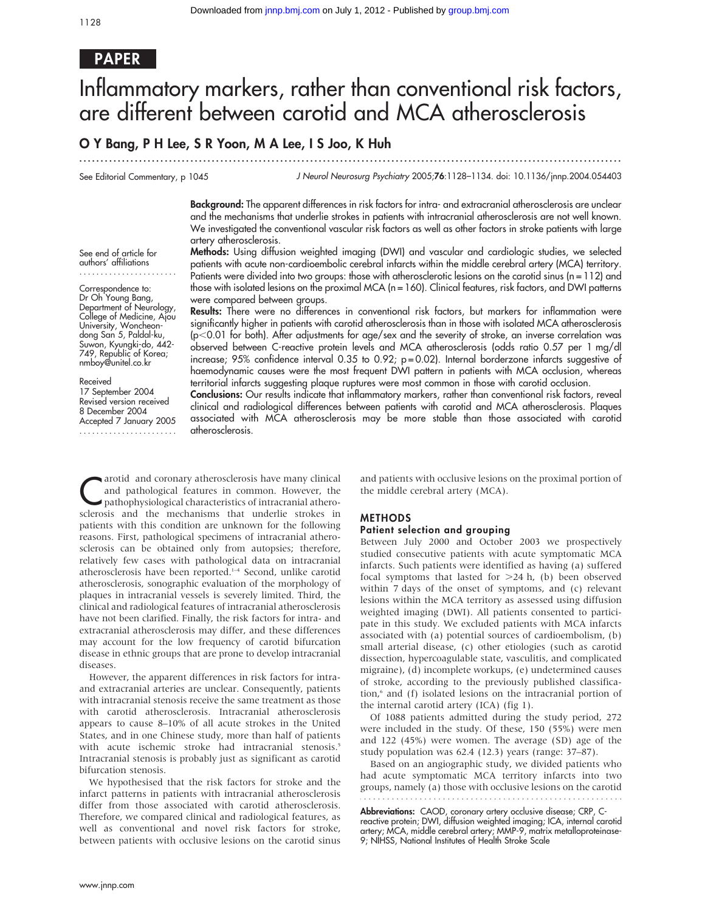PAPER

# Inflammatory markers, rather than conventional risk factors, are different between carotid and MCA atherosclerosis

**O Y Bang, P H Lee, S R Yoon, M A Lee, I S Joo, K Huh**

See Editorial Commentary, p 1045

*J Neurol Neurosurg Psychiatry* 2005;**76**:1128–1134. doi: 10.1136/jnnp.2004.054403

See end of article for authors' affiliations

Correspondence to: Dr Oh Young Bang, Department of Neurology, College of Medicine, Ajou University, Woncheon-dong San 5, Paldal-ku, Suwon, Kyungki-do, 442-749, Republic of Korea; nmboy@unitel.co.kr

Received 17 September 2004
Revised version received 8 December 2004
Accepted 7 January 2005

**Background:** The apparent differences in risk factors for intra- and extracranial atherosclerosis are unclear and the mechanisms that underlie strokes in patients with intracranial atherosclerosis are not well known. We investigated the conventional vascular risk factors as well as other factors in stroke patients with large artery atherosclerosis.

**Methods:** Using diffusion weighted imaging (DWI) and vascular and cardiologic studies, we selected patients with acute non-cardioembolic cerebral infarcts within the middle cerebral artery (MCA) territory. Patients were divided into two groups: those with atherosclerotic lesions on the carotid sinus (n = 112) and those with isolated lesions on the proximal MCA (n = 160). Clinical features, risk factors, and DWI patterns were compared between groups.

**Results:** There were no differences in conventional risk factors, but markers for inflammation were significantly higher in patients with carotid atherosclerosis than in those with isolated MCA atherosclerosis ($p<0.01$ for both). After adjustments for age/sex and the severity of stroke, an inverse correlation was observed between C-reactive protein levels and MCA atherosclerosis (odds ratio 0.57 per 1 mg/dl increase; 95% confidence interval 0.35 to 0.92; $p = 0.02$). Internal borderzone infarcts suggestive of haemodynamic causes were the most frequent DWI pattern in patients with MCA occlusion, whereas territorial infarcts suggesting plaque ruptures were most common in those with carotid occlusion.

**Conclusions:** Our results indicate that inflammatory markers, rather than conventional risk factors, reveal clinical and radiological differences between patients with carotid and MCA atherosclerosis. Plaques associated with MCA atherosclerosis may be more stable than those associated with carotid atherosclerosis.

Carotid and coronary atherosclerosis have many clinical and pathological features in common. However, the pathophysiological characteristics of intracranial atherosclerosis and the mechanisms that underlie strokes in patients with this condition are unknown for the following reasons. First, pathological specimens of intracranial atherosclerosis can be obtained only from autopsies; therefore, relatively few cases with pathological data on intracranial atherosclerosis have been reported.[1–4] Second, unlike carotid atherosclerosis, sonographic evaluation of the morphology of plaques in intracranial vessels is severely limited. Third, the clinical and radiological features of intracranial atherosclerosis have not been clarified. Finally, the risk factors for intra- and extracranial atherosclerosis may differ, and these differences may account for the low frequency of carotid bifurcation disease in ethnic groups that are prone to develop intracranial diseases.

However, the apparent differences in risk factors for intra- and extracranial arteries are unclear. Consequently, patients with intracranial stenosis receive the same treatment as those with carotid atherosclerosis. Intracranial atherosclerosis appears to cause 8–10% of all acute strokes in the United States, and in one Chinese study, more than half of patients with acute ischemic stroke had intracranial stenosis.[5] Intracranial stenosis is probably just as significant as carotid bifurcation stenosis.

We hypothesised that the risk factors for stroke and the infarct patterns in patients with intracranial atherosclerosis differ from those associated with carotid atherosclerosis. Therefore, we compared clinical and radiological features, as well as conventional and novel risk factors for stroke, between patients with occlusive lesions on the carotid sinus and patients with occlusive lesions on the proximal portion of the middle cerebral artery (MCA).

## METHODS

### Patient selection and grouping

Between July 2000 and October 2003 we prospectively studied consecutive patients with acute symptomatic MCA infarcts. Such patients were identified as having (a) suffered focal symptoms that lasted for >24 h, (b) been observed within 7 days of the onset of symptoms, and (c) relevant lesions within the MCA territory as assessed using diffusion weighted imaging (DWI). All patients consented to participate in this study. We excluded patients with MCA infarcts associated with (a) potential sources of cardioembolism, (b) small arterial disease, (c) other etiologies (such as carotid dissection, hypercoagulable state, vasculitis, and complicated migraine), (d) incomplete workups, (e) undetermined causes of stroke, according to the previously published classification,[6] and (f) isolated lesions on the intracranial portion of the internal carotid artery (ICA) (fig 1).

Of 1088 patients admitted during the study period, 272 were included in the study. Of these, 150 (55%) were men and 122 (45%) were women. The average (SD) age of the study population was 62.4 (12.3) years (range: 37–87).

Based on an angiographic study, we divided patients who had acute symptomatic MCA territory infarcts into two groups, namely (a) those with occlusive lesions on the carotid

**Abbreviations:** CAOD, coronary artery occlusive disease; CRP, C-reactive protein; DWI, diffusion weighted imaging; ICA, internal carotid artery; MCA, middle cerebral artery; MMP-9, matrix metalloproteinase-9; NIHSS, National Institutes of Health Stroke Scale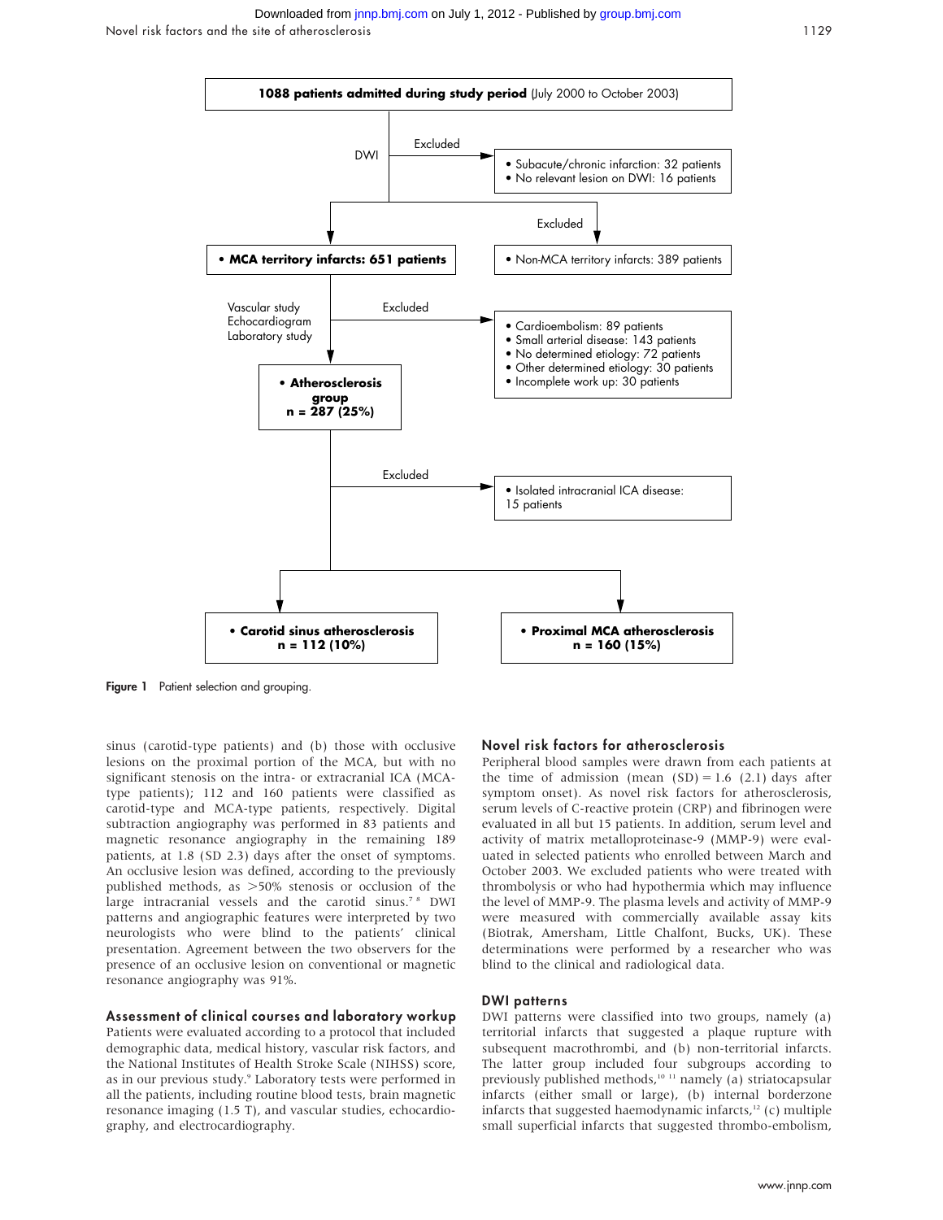**1088 patients admitted during study period** (July 2000 to October 2003)

DWI — Excluded:
- Subacute/chronic infarction: 32 patients
- No relevant lesion on DWI: 16 patients

**• MCA territory infarcts: 651 patients**

Excluded:
- Non-MCA territory infarcts: 389 patients

Vascular study, Echocardiogram, Laboratory study — Excluded:
- Cardioembolism: 89 patients
- Small arterial disease: 143 patients
- No determined etiology: 72 patients
- Other determined etiology: 30 patients
- Incomplete work up: 30 patients

**• Atherosclerosis group n = 287 (25%)**

Excluded:
- Isolated intracranial ICA disease: 15 patients

**• Carotid sinus atherosclerosis n = 112 (10%)**

**• Proximal MCA atherosclerosis n = 160 (15%)**

**Figure 1** Patient selection and grouping.

sinus (carotid-type patients) and (b) those with occlusive lesions on the proximal portion of the MCA, but with no significant stenosis on the intra- or extracranial ICA (MCA-type patients); 112 and 160 patients were classified as carotid-type and MCA-type patients, respectively. Digital subtraction angiography was performed in 83 patients and magnetic resonance angiography in the remaining 189 patients, at 1.8 (SD 2.3) days after the onset of symptoms. An occlusive lesion was defined, according to the previously published methods, as >50% stenosis or occlusion of the large intracranial vessels and the carotid sinus.[7,8] DWI patterns and angiographic features were interpreted by two neurologists who were blind to the patients' clinical presentation. Agreement between the two observers for the presence of an occlusive lesion on conventional or magnetic resonance angiography was 91%.

## Assessment of clinical courses and laboratory workup

Patients were evaluated according to a protocol that included demographic data, medical history, vascular risk factors, and the National Institutes of Health Stroke Scale (NIHSS) score, as in our previous study.[9] Laboratory tests were performed in all the patients, including routine blood tests, brain magnetic resonance imaging (1.5 T), and vascular studies, echocardiography, and electrocardiography.

## Novel risk factors for atherosclerosis

Peripheral blood samples were drawn from each patients at the time of admission (mean (SD) = 1.6 (2.1) days after symptom onset). As novel risk factors for atherosclerosis, serum levels of C-reactive protein (CRP) and fibrinogen were evaluated in all but 15 patients. In addition, serum level and activity of matrix metalloproteinase-9 (MMP-9) were evaluated in selected patients who enrolled between March and October 2003. We excluded patients who were treated with thrombolysis or who had hypothermia which may influence the level of MMP-9. The plasma levels and activity of MMP-9 were measured with commercially available assay kits (Biotrak, Amersham, Little Chalfont, Bucks, UK). These determinations were performed by a researcher who was blind to the clinical and radiological data.

## DWI patterns

DWI patterns were classified into two groups, namely (a) territorial infarcts that suggested a plaque rupture with subsequent macrothrombi, and (b) non-territorial infarcts. The latter group included four subgroups according to previously published methods,[10,11] namely (a) striatocapsular infarcts (either small or large), (b) internal borderzone infarcts that suggested haemodynamic infarcts,[12] (c) multiple small superficial infarcts that suggested thrombo-embolism,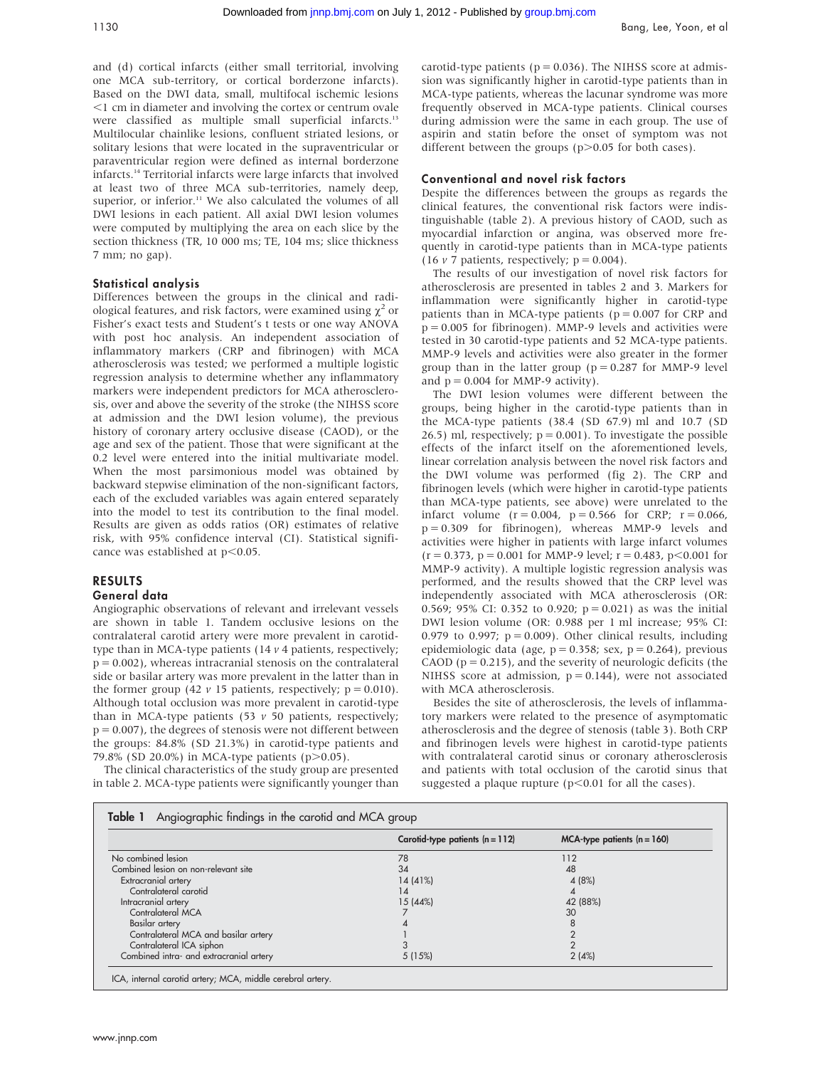and (d) cortical infarcts (either small territorial, involving one MCA sub-territory, or cortical borderzone infarcts). Based on the DWI data, small, multifocal ischemic lesions <1 cm in diameter and involving the cortex or centrum ovale were classified as multiple small superficial infarcts.[13] Multilocular chainlike lesions, confluent striated lesions, or solitary lesions that were located in the supraventricular or paraventricular region were defined as internal borderzone infarcts.[14] Territorial infarcts were large infarcts that involved at least two of three MCA sub-territories, namely deep, superior, or inferior.[11] We also calculated the volumes of all DWI lesions in each patient. All axial DWI lesion volumes were computed by multiplying the area on each slice by the section thickness (TR, 10 000 ms; TE, 104 ms; slice thickness 7 mm; no gap).

### Statistical analysis

Differences between the groups in the clinical and radiological features, and risk factors, were examined using $\chi^2$ or Fisher's exact tests and Student's t tests or one way ANOVA with post hoc analysis. An independent association of inflammatory markers (CRP and fibrinogen) with MCA atherosclerosis was tested; we performed a multiple logistic regression analysis to determine whether any inflammatory markers were independent predictors for MCA atherosclerosis, over and above the severity of the stroke (the NIHSS score at admission and the DWI lesion volume), the previous history of coronary artery occlusive disease (CAOD), or the age and sex of the patient. Those that were significant at the 0.2 level were entered into the initial multivariate model. When the most parsimonious model was obtained by backward stepwise elimination of the non-significant factors, each of the excluded variables was again entered separately into the model to test its contribution to the final model. Results are given as odds ratios (OR) estimates of relative risk, with 95% confidence interval (CI). Statistical significance was established at $p<0.05$.

## RESULTS

### General data

Angiographic observations of relevant and irrelevant vessels are shown in table 1. Tandem occlusive lesions on the contralateral carotid artery were more prevalent in carotid-type than in MCA-type patients (14 *v* 4 patients, respectively; $p = 0.002$), whereas intracranial stenosis on the contralateral side or basilar artery was more prevalent in the latter than in the former group (42 *v* 15 patients, respectively; $p = 0.010$). Although total occlusion was more prevalent in carotid-type than in MCA-type patients (53 *v* 50 patients, respectively; $p = 0.007$), the degrees of stenosis were not different between the groups: 84.8% (SD 21.3%) in carotid-type patients and 79.8% (SD 20.0%) in MCA-type patients ($p>0.05$).

The clinical characteristics of the study group are presented in table 2. MCA-type patients were significantly younger than carotid-type patients ($p = 0.036$). The NIHSS score at admission was significantly higher in carotid-type patients than in MCA-type patients, whereas the lacunar syndrome was more frequently observed in MCA-type patients. Clinical courses during admission were the same in each group. The use of aspirin and statin before the onset of symptom was not different between the groups ($p>0.05$ for both cases).

### Conventional and novel risk factors

Despite the differences between the groups as regards the clinical features, the conventional risk factors were indistinguishable (table 2). A previous history of CAOD, such as myocardial infarction or angina, was observed more frequently in carotid-type patients than in MCA-type patients (16 *v* 7 patients, respectively; $p = 0.004$).

The results of our investigation of novel risk factors for atherosclerosis are presented in tables 2 and 3. Markers for inflammation were significantly higher in carotid-type patients than in MCA-type patients ($p = 0.007$ for CRP and $p = 0.005$ for fibrinogen). MMP-9 levels and activities were tested in 30 carotid-type patients and 52 MCA-type patients. MMP-9 levels and activities were also greater in the former group than in the latter group ($p = 0.287$ for MMP-9 level and $p = 0.004$ for MMP-9 activity).

The DWI lesion volumes were different between the groups, being higher in the carotid-type patients than in the MCA-type patients (38.4 (SD 67.9) ml and 10.7 (SD 26.5) ml, respectively; $p = 0.001$). To investigate the possible effects of the infarct itself on the aforementioned levels, linear correlation analysis between the novel risk factors and the DWI volume was performed (fig 2). The CRP and fibrinogen levels (which were higher in carotid-type patients than MCA-type patients, see above) were unrelated to the infarct volume ($r = 0.004$, $p = 0.566$ for CRP; $r = 0.066$, $p = 0.309$ for fibrinogen), whereas MMP-9 levels and activities were higher in patients with large infarct volumes ($r = 0.373$, $p = 0.001$ for MMP-9 level; $r = 0.483$, $p<0.001$ for MMP-9 activity). A multiple logistic regression analysis was performed, and the results showed that the CRP level was independently associated with MCA atherosclerosis (OR: 0.569; 95% CI: 0.352 to 0.920; $p = 0.021$) as was the initial DWI lesion volume (OR: 0.988 per 1 ml increase; 95% CI: 0.979 to 0.997; $p = 0.009$). Other clinical results, including epidemiologic data (age, $p = 0.358$; sex, $p = 0.264$), previous CAOD ($p = 0.215$), and the severity of neurologic deficits (the NIHSS score at admission, $p = 0.144$), were not associated with MCA atherosclerosis.

Besides the site of atherosclerosis, the levels of inflammatory markers were related to the presence of asymptomatic atherosclerosis and the degree of stenosis (table 3). Both CRP and fibrinogen levels were highest in carotid-type patients with contralateral carotid sinus or coronary atherosclerosis and patients with total occlusion of the carotid sinus that suggested a plaque rupture ($p<0.01$ for all the cases).

**Table 1** Angiographic findings in the carotid and MCA group

| | Carotid-type patients (n = 112) | MCA-type patients (n = 160) |
|---|---|---|
| No combined lesion | 78 | 112 |
| Combined lesion on non-relevant site | 34 | 48 |
| Extracranial artery | 14 (41%) | 4 (8%) |
| Contralateral carotid | 14 | 4 |
| Intracranial artery | 15 (44%) | 42 (88%) |
| Contralateral MCA | 7 | 30 |
| Basilar artery | 4 | 8 |
| Contralateral MCA and basilar artery | 1 | 2 |
| Contralateral ICA siphon | 3 | 2 |
| Combined intra- and extracranial artery | 5 (15%) | 2 (4%) |

ICA, internal carotid artery; MCA, middle cerebral artery.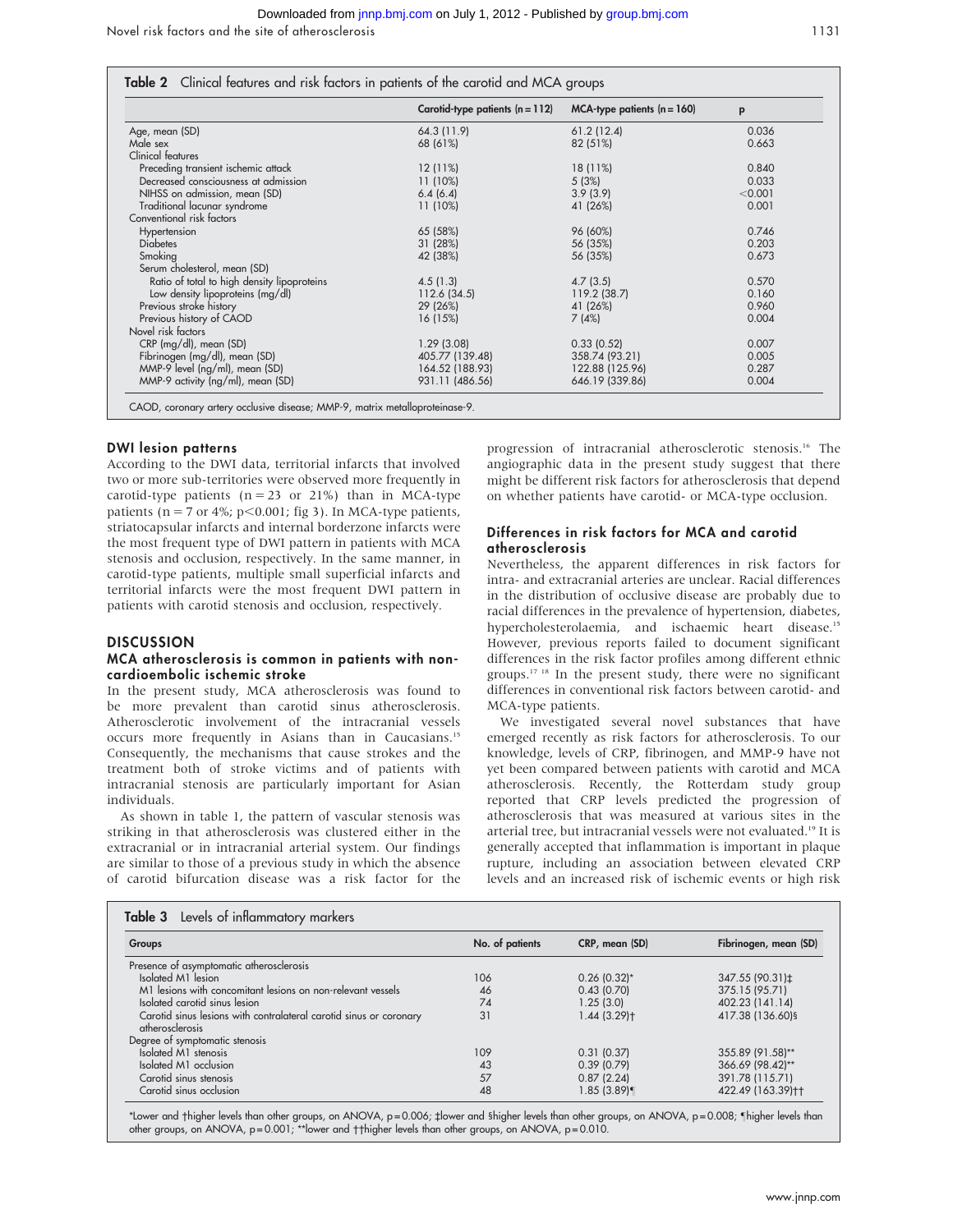**Table 2** Clinical features and risk factors in patients of the carotid and MCA groups

| | Carotid-type patients (n = 112) | MCA-type patients (n = 160) | p |
|---|---|---|---|
| Age, mean (SD) | 64.3 (11.9) | 61.2 (12.4) | 0.036 |
| Male sex | 68 (61%) | 82 (51%) | 0.663 |
| Clinical features | | | |
| Preceding transient ischemic attack | 12 (11%) | 18 (11%) | 0.840 |
| Decreased consciousness at admission | 11 (10%) | 5 (3%) | 0.033 |
| NIHSS on admission, mean (SD) | 6.4 (6.4) | 3.9 (3.9) | <0.001 |
| Traditional lacunar syndrome | 11 (10%) | 41 (26%) | 0.001 |
| Conventional risk factors | | | |
| Hypertension | 65 (58%) | 96 (60%) | 0.746 |
| Diabetes | 31 (28%) | 56 (35%) | 0.203 |
| Smoking | 42 (38%) | 56 (35%) | 0.673 |
| Serum cholesterol, mean (SD) | | | |
| Ratio of total to high density lipoproteins | 4.5 (1.3) | 4.7 (3.5) | 0.570 |
| Low density lipoproteins (mg/dl) | 112.6 (34.5) | 119.2 (38.7) | 0.160 |
| Previous stroke history | 29 (26%) | 41 (26%) | 0.960 |
| Previous history of CAOD | 16 (15%) | 7 (4%) | 0.004 |
| Novel risk factors | | | |
| CRP (mg/dl), mean (SD) | 1.29 (3.08) | 0.33 (0.52) | 0.007 |
| Fibrinogen (mg/dl), mean (SD) | 405.77 (139.48) | 358.74 (93.21) | 0.005 |
| MMP-9 level (ng/ml), mean (SD) | 164.52 (188.93) | 122.88 (125.96) | 0.287 |
| MMP-9 activity (ng/ml), mean (SD) | 931.11 (486.56) | 646.19 (339.86) | 0.004 |

CAOD, coronary artery occlusive disease; MMP-9, matrix metalloproteinase-9.

### DWI lesion patterns

According to the DWI data, territorial infarcts that involved two or more sub-territories were observed more frequently in carotid-type patients (n = 23 or 21%) than in MCA-type patients (n = 7 or 4%; $p<0.001$; fig 3). In MCA-type patients, striatocapsular infarcts and internal borderzone infarcts were the most frequent type of DWI pattern in patients with MCA stenosis and occlusion, respectively. In the same manner, in carotid-type patients, multiple small superficial infarcts and territorial infarcts were the most frequent DWI pattern in patients with carotid stenosis and occlusion, respectively.

## DISCUSSION

### MCA atherosclerosis is common in patients with non-cardioembolic ischemic stroke

In the present study, MCA atherosclerosis was found to be more prevalent than carotid sinus atherosclerosis. Atherosclerotic involvement of the intracranial vessels occurs more frequently in Asians than in Caucasians.[15] Consequently, the mechanisms that cause strokes and the treatment both of stroke victims and of patients with intracranial stenosis are particularly important for Asian individuals.

As shown in table 1, the pattern of vascular stenosis was striking in that atherosclerosis was clustered either in the extracranial or in intracranial arterial system. Our findings are similar to those of a previous study in which the absence of carotid bifurcation disease was a risk factor for the progression of intracranial atherosclerotic stenosis.[16] The angiographic data in the present study suggest that there might be different risk factors for atherosclerosis that depend on whether patients have carotid- or MCA-type occlusion.

### Differences in risk factors for MCA and carotid atherosclerosis

Nevertheless, the apparent differences in risk factors for intra- and extracranial arteries are unclear. Racial differences in the distribution of occlusive disease are probably due to racial differences in the prevalence of hypertension, diabetes, hypercholesterolaemia, and ischaemic heart disease.[15] However, previous reports failed to document significant differences in the risk factor profiles among different ethnic groups.[17 18] In the present study, there were no significant differences in conventional risk factors between carotid- and MCA-type patients.

We investigated several novel substances that have emerged recently as risk factors for atherosclerosis. To our knowledge, levels of CRP, fibrinogen, and MMP-9 have not yet been compared between patients with carotid and MCA atherosclerosis. Recently, the Rotterdam study group reported that CRP levels predicted the progression of atherosclerosis that was measured at various sites in the arterial tree, but intracranial vessels were not evaluated.[19] It is generally accepted that inflammation is important in plaque rupture, including an association between elevated CRP levels and an increased risk of ischemic events or high risk

**Table 3** Levels of inflammatory markers

| Groups | No. of patients | CRP, mean (SD) | Fibrinogen, mean (SD) |
|---|---|---|---|
| Presence of asymptomatic atherosclerosis | | | |
| Isolated M1 lesion | 106 | 0.26 (0.32)* | 347.55 (90.31)‡ |
| M1 lesions with concomitant lesions on non-relevant vessels | 46 | 0.43 (0.70) | 375.15 (95.71) |
| Isolated carotid sinus lesion | 74 | 1.25 (3.0) | 402.23 (141.14) |
| Carotid sinus lesions with contralateral carotid sinus or coronary atherosclerosis | 31 | 1.44 (3.29)† | 417.38 (136.60)§ |
| Degree of symptomatic stenosis | | | |
| Isolated M1 stenosis | 109 | 0.31 (0.37) | 355.89 (91.58)** |
| Isolated M1 occlusion | 43 | 0.39 (0.79) | 366.69 (98.42)** |
| Carotid sinus stenosis | 57 | 0.87 (2.24) | 391.78 (115.71) |
| Carotid sinus occlusion | 48 | 1.85 (3.89)¶ | 422.49 (163.39)†† |

*Lower and †higher levels than other groups, on ANOVA, p = 0.006; ‡lower and §higher levels than other groups, on ANOVA, p = 0.008; ¶higher levels than other groups, on ANOVA, p = 0.001; **lower and ††higher levels than other groups, on ANOVA, p = 0.010.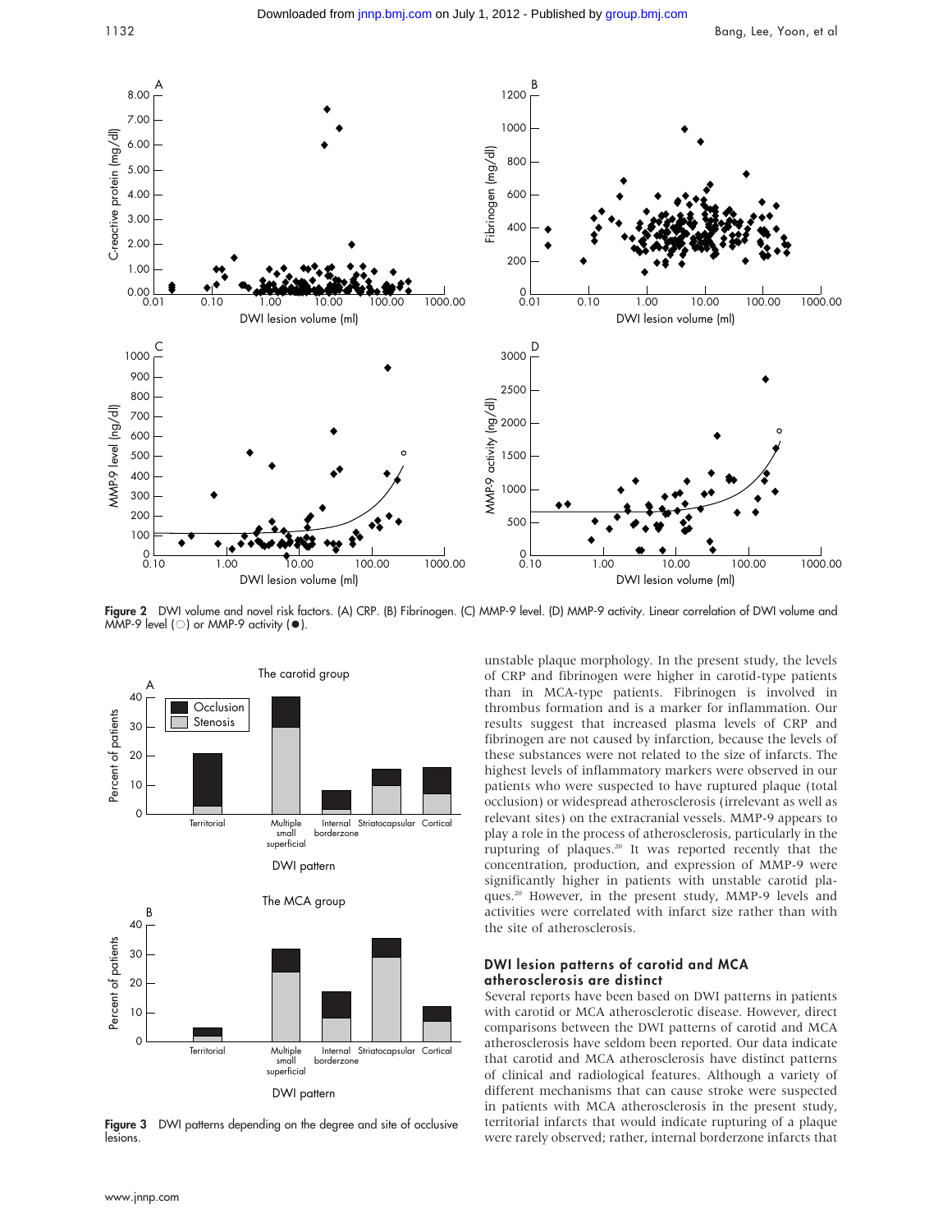**Figure 2** DWI volume and novel risk factors. (A) CRP. (B) Fibrinogen. (C) MMP-9 level. (D) MMP-9 activity. Linear correlation of DWI volume and MMP-9 level (○) or MMP-9 activity (●).

**Figure 3** DWI patterns depending on the degree and site of occlusive lesions.

unstable plaque morphology. In the present study, the levels of CRP and fibrinogen were higher in carotid-type patients than in MCA-type patients. Fibrinogen is involved in thrombus formation and is a marker for inflammation. Our results suggest that increased plasma levels of CRP and fibrinogen are not caused by infarction, because the levels of these substances were not related to the size of infarcts. The highest levels of inflammatory markers were observed in our patients who were suspected to have ruptured plaque (total occlusion) or widespread atherosclerosis (irrelevant as well as relevant sites) on the extracranial vessels. MMP-9 appears to play a role in the process of atherosclerosis, particularly in the rupturing of plaques.[20] It was reported recently that the concentration, production, and expression of MMP-9 were significantly higher in patients with unstable carotid plaques.[20] However, in the present study, MMP-9 levels and activities were correlated with infarct size rather than with the site of atherosclerosis.

### DWI lesion patterns of carotid and MCA atherosclerosis are distinct

Several reports have been based on DWI patterns in patients with carotid or MCA atherosclerotic disease. However, direct comparisons between the DWI patterns of carotid and MCA atherosclerosis have seldom been reported. Our data indicate that carotid and MCA atherosclerosis have distinct patterns of clinical and radiological features. Although a variety of different mechanisms that can cause stroke were suspected in patients with MCA atherosclerosis in the present study, territorial infarcts that would indicate rupturing of a plaque were rarely observed; rather, internal borderzone infarcts that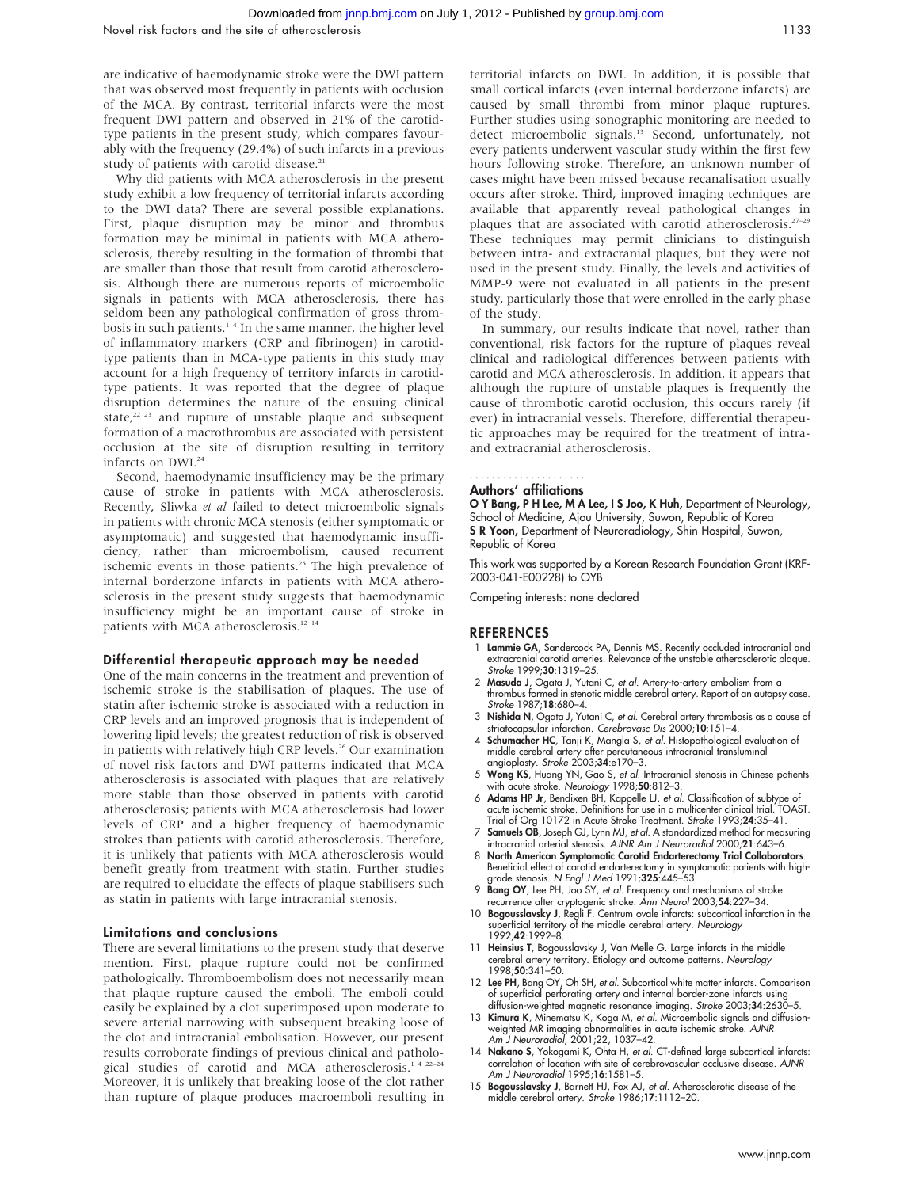are indicative of haemodynamic stroke were the DWI pattern that was observed most frequently in patients with occlusion of the MCA. By contrast, territorial infarcts were the most frequent DWI pattern and observed in 21% of the carotid-type patients in the present study, which compares favourably with the frequency (29.4%) of such infarcts in a previous study of patients with carotid disease.[21]

Why did patients with MCA atherosclerosis in the present study exhibit a low frequency of territorial infarcts according to the DWI data? There are several possible explanations. First, plaque disruption may be minor and thrombus formation may be minimal in patients with MCA atherosclerosis, thereby resulting in the formation of thrombi that are smaller than those that result from carotid atherosclerosis. Although there are numerous reports of microembolic signals in patients with MCA atherosclerosis, there has seldom been any pathological confirmation of gross thrombosis in such patients.[1 4] In the same manner, the higher level of inflammatory markers (CRP and fibrinogen) in carotid-type patients than in MCA-type patients in this study may account for a high frequency of territory infarcts in carotid-type patients. It was reported that the degree of plaque disruption determines the nature of the ensuing clinical state,[22 23] and rupture of unstable plaque and subsequent formation of a macrothrombus are associated with persistent occlusion at the site of disruption resulting in territory infarcts on DWI.[24]

Second, haemodynamic insufficiency may be the primary cause of stroke in patients with MCA atherosclerosis. Recently, Sliwka *et al* failed to detect microembolic signals in patients with chronic MCA stenosis (either symptomatic or asymptomatic) and suggested that haemodynamic insufficiency, rather than microembolism, caused recurrent ischemic events in those patients.[25] The high prevalence of internal borderzone infarcts in patients with MCA atherosclerosis in the present study suggests that haemodynamic insufficiency might be an important cause of stroke in patients with MCA atherosclerosis.[12 14]

### Differential therapeutic approach may be needed

One of the main concerns in the treatment and prevention of ischemic stroke is the stabilisation of plaques. The use of statin after ischemic stroke is associated with a reduction in CRP levels and an improved prognosis that is independent of lowering lipid levels; the greatest reduction of risk is observed in patients with relatively high CRP levels.[26] Our examination of novel risk factors and DWI patterns indicated that MCA atherosclerosis is associated with plaques that are relatively more stable than those observed in patients with carotid atherosclerosis; patients with MCA atherosclerosis had lower levels of CRP and a higher frequency of haemodynamic strokes than patients with carotid atherosclerosis. Therefore, it is unlikely that patients with MCA atherosclerosis would benefit greatly from treatment with statin. Further studies are required to elucidate the effects of plaque stabilisers such as statin in patients with large intracranial stenosis.

### Limitations and conclusions

There are several limitations to the present study that deserve mention. First, plaque rupture could not be confirmed pathologically. Thromboembolism does not necessarily mean that plaque rupture caused the emboli. The emboli could easily be explained by a clot superimposed upon moderate to severe arterial narrowing with subsequent breaking loose of the clot and intracranial embolisation. However, our present results corroborate findings of previous clinical and pathological studies of carotid and MCA atherosclerosis.[1 4 22–24] Moreover, it is unlikely that breaking loose of the clot rather than rupture of plaque produces macroemboli resulting in territorial infarcts on DWI. In addition, it is possible that small cortical infarcts (even internal borderzone infarcts) are caused by small thrombi from minor plaque ruptures. Further studies using sonographic monitoring are needed to detect microembolic signals.[13] Second, unfortunately, not every patients underwent vascular study within the first few hours following stroke. Therefore, an unknown number of cases might have been missed because recanalisation usually occurs after stroke. Third, improved imaging techniques are available that apparently reveal pathological changes in plaques that are associated with carotid atherosclerosis.[27–29] These techniques may permit clinicians to distinguish between intra- and extracranial plaques, but they were not used in the present study. Finally, the levels and activities of MMP-9 were not evaluated in all patients in the present study, particularly those that were enrolled in the early phase of the study.

In summary, our results indicate that novel, rather than conventional, risk factors for the rupture of plaques reveal clinical and radiological differences between patients with carotid and MCA atherosclerosis. In addition, it appears that although the rupture of unstable plaques is frequently the cause of thrombotic carotid occlusion, this occurs rarely (if ever) in intracranial vessels. Therefore, differential therapeutic approaches may be required for the treatment of intra- and extracranial atherosclerosis.

### Authors' affiliations

**O Y Bang, P H Lee, M A Lee, I S Joo, K Huh,** Department of Neurology, School of Medicine, Ajou University, Suwon, Republic of Korea
**S R Yoon,** Department of Neuroradiology, Shin Hospital, Suwon, Republic of Korea

This work was supported by a Korean Research Foundation Grant (KRF-2003-041-E00228) to OYB.

Competing interests: none declared

## REFERENCES

1. **Lammie GA**, Sandercock PA, Dennis MS. Recently occluded intracranial and extracranial carotid arteries. Relevance of the unstable atherosclerotic plaque. *Stroke* 1999;**30**:1319–25.
2. **Masuda J**, Ogata J, Yutani C, *et al*. Artery-to-artery embolism from a thrombus formed in stenotic middle cerebral artery. Report of an autopsy case. *Stroke* 1987;**18**:680–4.
3. **Nishida N**, Ogata J, Yutani C, *et al*. Cerebral artery thrombosis as a cause of striatocapsular infarction. *Cerebrovasc Dis* 2000;**10**:151–4.
4. **Schumacher HC**, Tanji K, Mangla S, *et al*. Histopathological evaluation of middle cerebral artery after percutaneous intracranial transluminal angioplasty. *Stroke* 2003;**34**:e170–3.
5. **Wong KS**, Huang YN, Gao S, *et al*. Intracranial stenosis in Chinese patients with acute stroke. *Neurology* 1998;**50**:812–3.
6. **Adams HP Jr**, Bendixen BH, Kappelle LJ, *et al*. Classification of subtype of acute ischemic stroke. Definitions for use in a multicenter clinical trial. TOAST. Trial of Org 10172 in Acute Stroke Treatment. *Stroke* 1993;**24**:35–41.
7. **Samuels OB**, Joseph GJ, Lynn MJ, *et al*. A standardized method for measuring intracranial arterial stenosis. *AJNR Am J Neuroradiol* 2000;**21**:643–6.
8. **North American Symptomatic Carotid Endarterectomy Trial Collaborators**. Beneficial effect of carotid endarterectomy in symptomatic patients with high-grade stenosis. *N Engl J Med* 1991;**325**:445–53.
9. **Bang OY**, Lee PH, Joo SY, *et al*. Frequency and mechanisms of stroke recurrence after cryptogenic stroke. *Ann Neurol* 2003;**54**:227–34.
10. **Bogousslavsky J**, Regli F. Centrum ovale infarcts: subcortical infarction in the superficial territory of the middle cerebral artery. *Neurology* 1992;**42**:1992–8.
11. **Heinsius T**, Bogousslavsky J, Van Melle G. Large infarcts in the middle cerebral artery territory. Etiology and outcome patterns. *Neurology* 1998;**50**:341–50.
12. **Lee PH**, Bang OY, Oh SH, *et al*. Subcortical white matter infarcts. Comparison of superficial perforating artery and internal border-zone infarcts using diffusion-weighted magnetic resonance imaging. *Stroke* 2003;**34**:2630–5.
13. **Kimura K**, Minematsu K, Koga M, *et al*. Microembolic signals and diffusion-weighted MR imaging abnormalities in acute ischemic stroke. *AJNR Am J Neuroradiol*, 2001;22, 1037–42.
14. **Nakano S**, Yokogami K, Ohta H, *et al*. CT-defined large subcortical infarcts: correlation of location with site of cerebrovascular occlusive disease. *AJNR Am J Neuroradiol* 1995;**16**:1581–5.
15. **Bogousslavsky J**, Barnett HJ, Fox AJ, *et al*. Atherosclerotic disease of the middle cerebral artery. *Stroke* 1986;**17**:1112–20.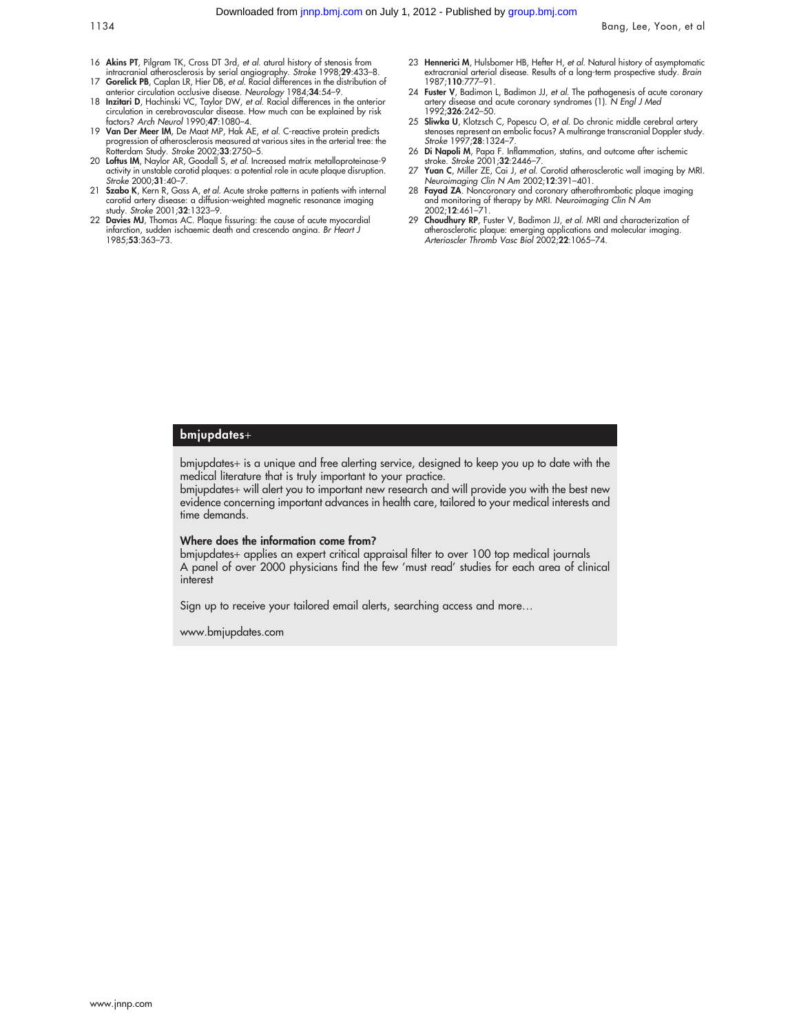16 **Akins PT**, Pilgram TK, Cross DT 3rd, *et al.* atural history of stenosis from intracranial atherosclerosis by serial angiography. *Stroke* 1998;**29**:433–8.
17 **Gorelick PB**, Caplan LR, Hier DB, *et al.* Racial differences in the distribution of anterior circulation occlusive disease. *Neurology* 1984;**34**:54–9.
18 **Inzitari D**, Hachinski VC, Taylor DW, *et al.* Racial differences in the anterior circulation in cerebrovascular disease. How much can be explained by risk factors? *Arch Neurol* 1990;**47**:1080–4.
19 **Van Der Meer IM**, De Maat MP, Hak AE, *et al.* C-reactive protein predicts progression of atherosclerosis measured at various sites in the arterial tree: the Rotterdam Study. *Stroke* 2002;**33**:2750–5.
20 **Loftus IM**, Naylor AR, Goodall S, *et al.* Increased matrix metalloproteinase-9 activity in unstable carotid plaques: a potential role in acute plaque disruption. *Stroke* 2000;**31**:40–7.
21 **Szabo K**, Kern R, Gass A, *et al.* Acute stroke patterns in patients with internal carotid artery disease: a diffusion-weighted magnetic resonance imaging study. *Stroke* 2001;**32**:1323–9.
22 **Davies MJ**, Thomas AC. Plaque fissuring: the cause of acute myocardial infarction, sudden ischaemic death and crescendo angina. *Br Heart J* 1985;**53**:363–73.
23 **Hennerici M**, Hulsbomer HB, Hefter H, *et al.* Natural history of asymptomatic extracranial arterial disease. Results of a long-term prospective study. *Brain* 1987;**110**:777–91.
24 **Fuster V**, Badimon L, Badimon JJ, *et al.* The pathogenesis of acute coronary artery disease and acute coronary syndromes (1). *N Engl J Med* 1992;**326**:242–50.
25 **Sliwka U**, Klotzsch C, Popescu O, *et al.* Do chronic middle cerebral artery stenoses represent an embolic focus? A multirange transcranial Doppler study. *Stroke* 1997;**28**:1324–7.
26 **Di Napoli M**, Papa F. Inflammation, statins, and outcome after ischemic stroke. *Stroke* 2001;**32**:2446–7.
27 **Yuan C**, Miller ZE, Cai J, *et al.* Carotid atherosclerotic wall imaging by MRI. *Neuroimaging Clin N Am* 2002;**12**:391–401.
28 **Fayad ZA**. Noncoronary and coronary atherothrombotic plaque imaging and monitoring of therapy by MRI. *Neuroimaging Clin N Am* 2002;**12**:461–71.
29 **Choudhury RP**, Fuster V, Badimon JJ, *et al.* MRI and characterization of atherosclerotic plaque: emerging applications and molecular imaging. *Arterioscler Thromb Vasc Biol* 2002;**22**:1065–74.

## bmjupdates+

bmjupdates+ is a unique and free alerting service, designed to keep you up to date with the medical literature that is truly important to your practice.

bmjupdates+ will alert you to important new research and will provide you with the best new evidence concerning important advances in health care, tailored to your medical interests and time demands.

**Where does the information come from?**

bmjupdates+ applies an expert critical appraisal filter to over 100 top medical journals

A panel of over 2000 physicians find the few 'must read' studies for each area of clinical interest

Sign up to receive your tailored email alerts, searching access and more…

www.bmjupdates.com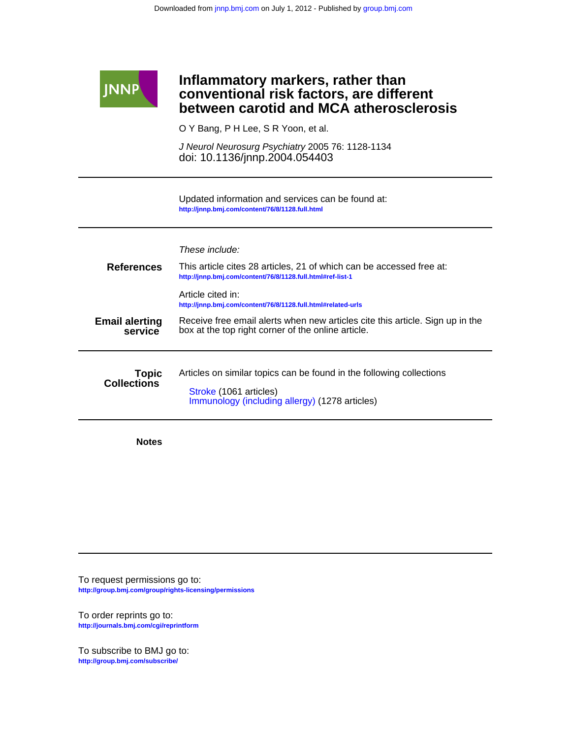Downloaded from jnnp.bmj.com on July 1, 2012 - Published by group.bmj.com

JNNP

# Inflammatory markers, rather than conventional risk factors, are different between carotid and MCA atherosclerosis

O Y Bang, P H Lee, S R Yoon, et al.

*J Neurol Neurosurg Psychiatry* 2005 76: 1128-1134
doi: 10.1136/jnnp.2004.054403

Updated information and services can be found at:
http://jnnp.bmj.com/content/76/8/1128.full.html

*These include:*

**References**

This article cites 28 articles, 21 of which can be accessed free at:
http://jnnp.bmj.com/content/76/8/1128.full.html#ref-list-1

Article cited in:
http://jnnp.bmj.com/content/76/8/1128.full.html#related-urls

**Email alerting service**

Receive free email alerts when new articles cite this article. Sign up in the box at the top right corner of the online article.

**Topic Collections**

Articles on similar topics can be found in the following collections

Stroke (1061 articles)
Immunology (including allergy) (1278 articles)

**Notes**

To request permissions go to:
http://group.bmj.com/group/rights-licensing/permissions

To order reprints go to:
http://journals.bmj.com/cgi/reprintform

To subscribe to BMJ go to:
http://group.bmj.com/subscribe/